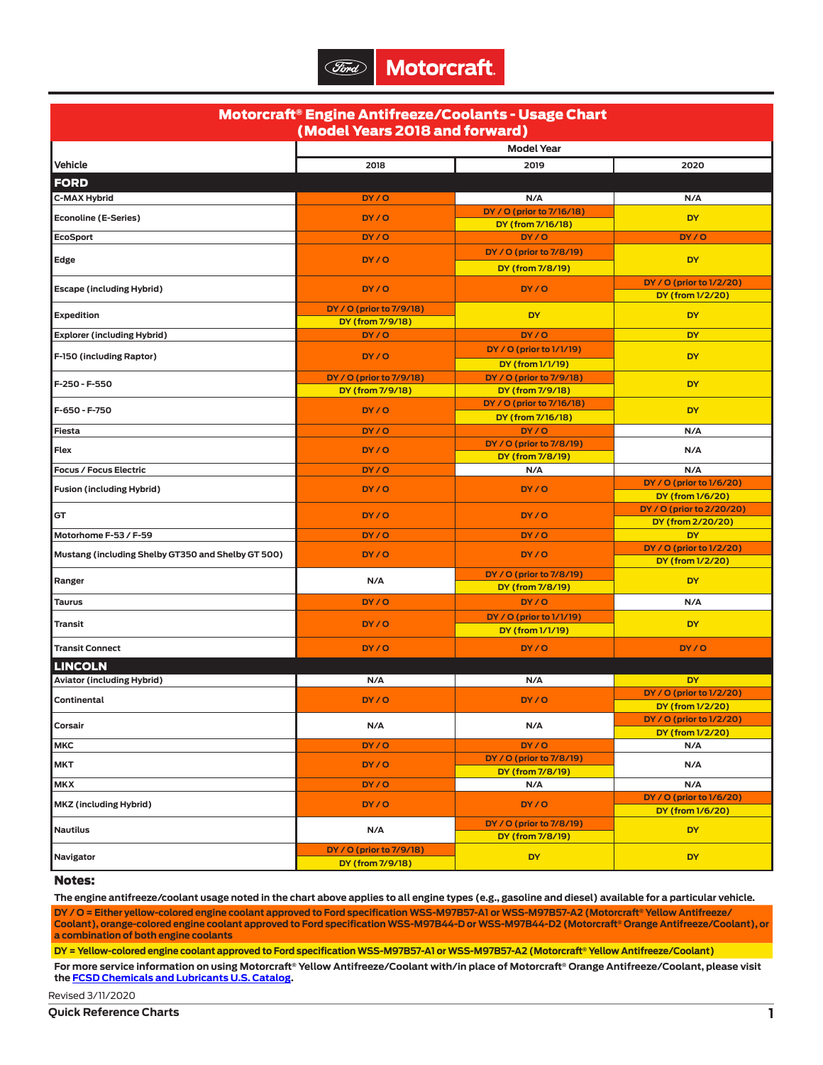Ford Motorcraft

# Motorcraft® Engine Antifreeze/Coolants - Usage Chart (Model Years 2018 and forward)

| Vehicle | Model Year | | |
|---|---|---|---|
| | 2018 | 2019 | 2020 |
| **FORD** | | | |
| C-MAX Hybrid | DY / O | N/A | N/A |
| Econoline (E-Series) | DY / O | DY / O (prior to 7/16/18)<br>DY (from 7/16/18) | DY |
| EcoSport | DY / O | DY / O | DY / O |
| Edge | DY / O | DY / O (prior to 7/8/19)<br>DY (from 7/8/19) | DY |
| Escape (including Hybrid) | DY / O | DY / O | DY / O (prior to 1/2/20)<br>DY (from 1/2/20) |
| Expedition | DY / O (prior to 7/9/18)<br>DY (from 7/9/18) | DY | DY |
| Explorer (including Hybrid) | DY / O | DY / O | DY |
| F-150 (including Raptor) | DY / O | DY / O (prior to 1/1/19)<br>DY (from 1/1/19) | DY |
| F-250 - F-550 | DY / O (prior to 7/9/18)<br>DY (from 7/9/18) | DY / O (prior to 7/9/18)<br>DY (from 7/9/18) | DY |
| F-650 - F-750 | DY / O | DY / O (prior to 7/16/18)<br>DY (from 7/16/18) | DY |
| Fiesta | DY / O | DY / O | N/A |
| Flex | DY / O | DY / O (prior to 7/8/19)<br>DY (from 7/8/19) | N/A |
| Focus / Focus Electric | DY / O | N/A | N/A |
| Fusion (including Hybrid) | DY / O | DY / O | DY / O (prior to 1/6/20)<br>DY (from 1/6/20) |
| GT | DY / O | DY / O | DY / O (prior to 2/20/20)<br>DY (from 2/20/20) |
| Motorhome F-53 / F-59 | DY / O | DY / O | DY |
| Mustang (including Shelby GT350 and Shelby GT 500) | DY / O | DY / O | DY / O (prior to 1/2/20)<br>DY (from 1/2/20) |
| Ranger | N/A | DY / O (prior to 7/8/19)<br>DY (from 7/8/19) | DY |
| Taurus | DY / O | DY / O | N/A |
| Transit | DY / O | DY / O (prior to 1/1/19)<br>DY (from 1/1/19) | DY |
| Transit Connect | DY / O | DY / O | DY / O |
| **LINCOLN** | | | |
| Aviator (including Hybrid) | N/A | N/A | DY |
| Continental | DY / O | DY / O | DY / O (prior to 1/2/20)<br>DY (from 1/2/20) |
| Corsair | N/A | N/A | DY / O (prior to 1/2/20)<br>DY (from 1/2/20) |
| MKC | DY / O | DY / O | N/A |
| MKT | DY / O | DY / O (prior to 7/8/19)<br>DY (from 7/8/19) | N/A |
| MKX | DY / O | N/A | N/A |
| MKZ (including Hybrid) | DY / O | DY / O | DY / O (prior to 1/6/20)<br>DY (from 1/6/20) |
| Nautilus | N/A | DY / O (prior to 7/8/19)<br>DY (from 7/8/19) | DY |
| Navigator | DY / O (prior to 7/9/18)<br>DY (from 7/9/18) | DY | DY |

## Notes:

The engine antifreeze/coolant usage noted in the chart above applies to all engine types (e.g., gasoline and diesel) available for a particular vehicle.

DY / O = Either yellow-colored engine coolant approved to Ford specification WSS-M97B57-A1 or WSS-M97B57-A2 (Motorcraft® Yellow Antifreeze/Coolant), orange-colored engine coolant approved to Ford specification WSS-M97B44-D or WSS-M97B44-D2 (Motorcraft® Orange Antifreeze/Coolant), or a combination of both engine coolants

DY = Yellow-colored engine coolant approved to Ford specification WSS-M97B57-A1 or WSS-M97B57-A2 (Motorcraft® Yellow Antifreeze/Coolant)

For more service information on using Motorcraft® Yellow Antifreeze/Coolant with/in place of Motorcraft® Orange Antifreeze/Coolant, please visit the FCSD Chemicals and Lubricants U.S. Catalog.

Revised 3/11/2020

Quick Reference Charts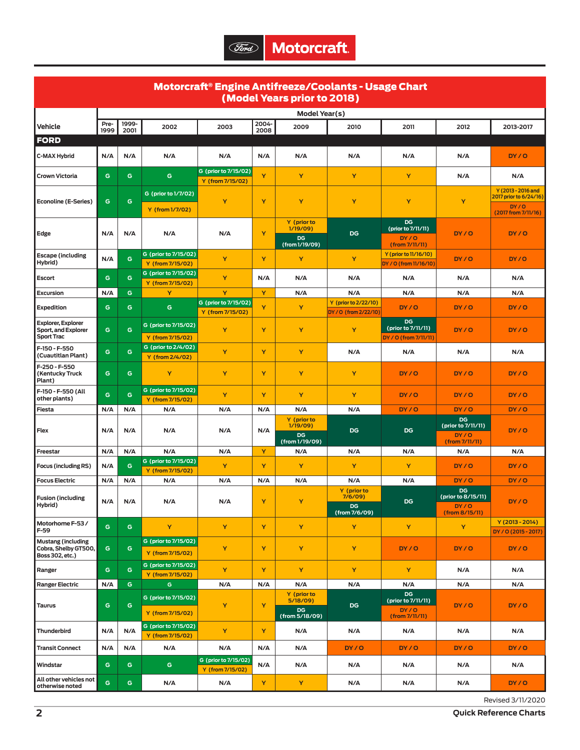# Motorcraft® Engine Antifreeze/Coolants - Usage Chart (Model Years prior to 2018)

| Vehicle | Model Year(s) | | | | | | | | | |
|---|---|---|---|---|---|---|---|---|---|---|
| | Pre-1999 | 1999-2001 | 2002 | 2003 | 2004-2008 | 2009 | 2010 | 2011 | 2012 | 2013-2017 |
| **FORD** | | | | | | | | | | |
| C-MAX Hybrid | N/A | N/A | N/A | N/A | N/A | N/A | N/A | N/A | N/A | DY / O |
| Crown Victoria | G | G | G | G (prior to 7/15/02)<br>Y (from 7/15/02) | Y | Y | Y | Y | N/A | N/A |
| Econoline (E-Series) | G | G | G (prior to 1/7/02)<br>Y (from 1/7/02) | Y | Y | Y | Y | Y | Y | Y (2013 - 2016 and 2017 prior to 6/24/16)<br>DY / O (2017 from 7/11/16) |
| Edge | N/A | N/A | N/A | N/A | Y | Y (prior to 1/19/09)<br>DG (from 1/19/09) | DG | DG (prior to 7/11/11)<br>DY / O (from 7/11/11) | DY / O | DY / O |
| Escape (including Hybrid) | N/A | G | G (prior to 7/15/02)<br>Y (from 7/15/02) | Y | Y | Y | Y | Y (prior to 11/16/10)<br>DY / O (from 11/16/10) | DY / O | DY / O |
| Escort | G | G | G (prior to 7/15/02)<br>Y (from 7/15/02) | Y | N/A | N/A | N/A | N/A | N/A | N/A |
| Excursion | N/A | G | Y | Y | Y | N/A | N/A | N/A | N/A | N/A |
| Expedition | G | G | G | G (prior to 7/15/02)<br>Y (from 7/15/02) | Y | Y | Y (prior to 2/22/10)<br>DY / O (from 2/22/10) | DY / O | DY / O | DY / O |
| Explorer, Explorer Sport, and Explorer Sport Trac | G | G | G (prior to 7/15/02)<br>Y (from 7/15/02) | Y | Y | Y | Y | DG (prior to 7/11/11)<br>DY / O (from 7/11/11) | DY / O | DY / O |
| F-150 - F-550 (Cuautitlan Plant) | G | G | G (prior to 2/4/02)<br>Y (from 2/4/02) | Y | Y | Y | N/A | N/A | N/A | N/A |
| F-250 - F-550 (Kentucky Truck Plant) | G | G | Y | Y | Y | Y | Y | DY / O | DY / O | DY / O |
| F-150 - F-550 (All other plants) | G | G | G (prior to 7/15/02)<br>Y (from 7/15/02) | Y | Y | Y | Y | DY / O | DY / O | DY / O |
| Fiesta | N/A | N/A | N/A | N/A | N/A | N/A | N/A | DY / O | DY / O | DY / O |
| Flex | N/A | N/A | N/A | N/A | N/A | Y (prior to 1/19/09)<br>DG (from 1/19/09) | DG | DG | DG (prior to 7/11/11)<br>DY / O (from 7/11/11) | DY / O |
| Freestar | N/A | N/A | N/A | N/A | Y | N/A | N/A | N/A | N/A | N/A |
| Focus (including RS) | N/A | G | G (prior to 7/15/02)<br>Y (from 7/15/02) | Y | Y | Y | Y | Y | DY / O | DY / O |
| Focus Electric | N/A | N/A | N/A | N/A | N/A | N/A | N/A | N/A | DY / O | DY / O |
| Fusion (including Hybrid) | N/A | N/A | N/A | N/A | Y | Y | Y (prior to 7/6/09)<br>DG (from 7/6/09) | DG | DG (prior to 8/15/11)<br>DY / O (from 8/15/11) | DY / O |
| Motorhome F-53 / F-59 | G | G | Y | Y | Y | Y | Y | Y | Y | Y (2013 - 2014)<br>DY / O (2015 - 2017) |
| Mustang (including Cobra, Shelby GT500, Boss 302, etc.) | G | G | G (prior to 7/15/02)<br>Y (from 7/15/02) | Y | Y | Y | Y | DY / O | DY / O | DY / O |
| Ranger | G | G | G (prior to 7/15/02)<br>Y (from 7/15/02) | Y | Y | Y | Y | Y | N/A | N/A |
| Ranger Electric | N/A | G | G | N/A | N/A | N/A | N/A | N/A | N/A | N/A |
| Taurus | G | G | G (prior to 7/15/02)<br>Y (from 7/15/02) | Y | Y | Y (prior to 5/18/09)<br>DG (from 5/18/09) | DG | DG (prior to 7/11/11)<br>DY / O (from 7/11/11) | DY / O | DY / O |
| Thunderbird | N/A | N/A | G (prior to 7/15/02)<br>Y (from 7/15/02) | Y | Y | N/A | N/A | N/A | N/A | N/A |
| Transit Connect | N/A | N/A | N/A | N/A | N/A | N/A | DY / O | DY / O | DY / O | DY / O |
| Windstar | G | G | G | G (prior to 7/15/02)<br>Y (from 7/15/02) | N/A | N/A | N/A | N/A | N/A | N/A |
| All other vehicles not otherwise noted | G | G | N/A | N/A | Y | Y | N/A | N/A | N/A | DY / O |

Revised 3/11/2020

Quick Reference Charts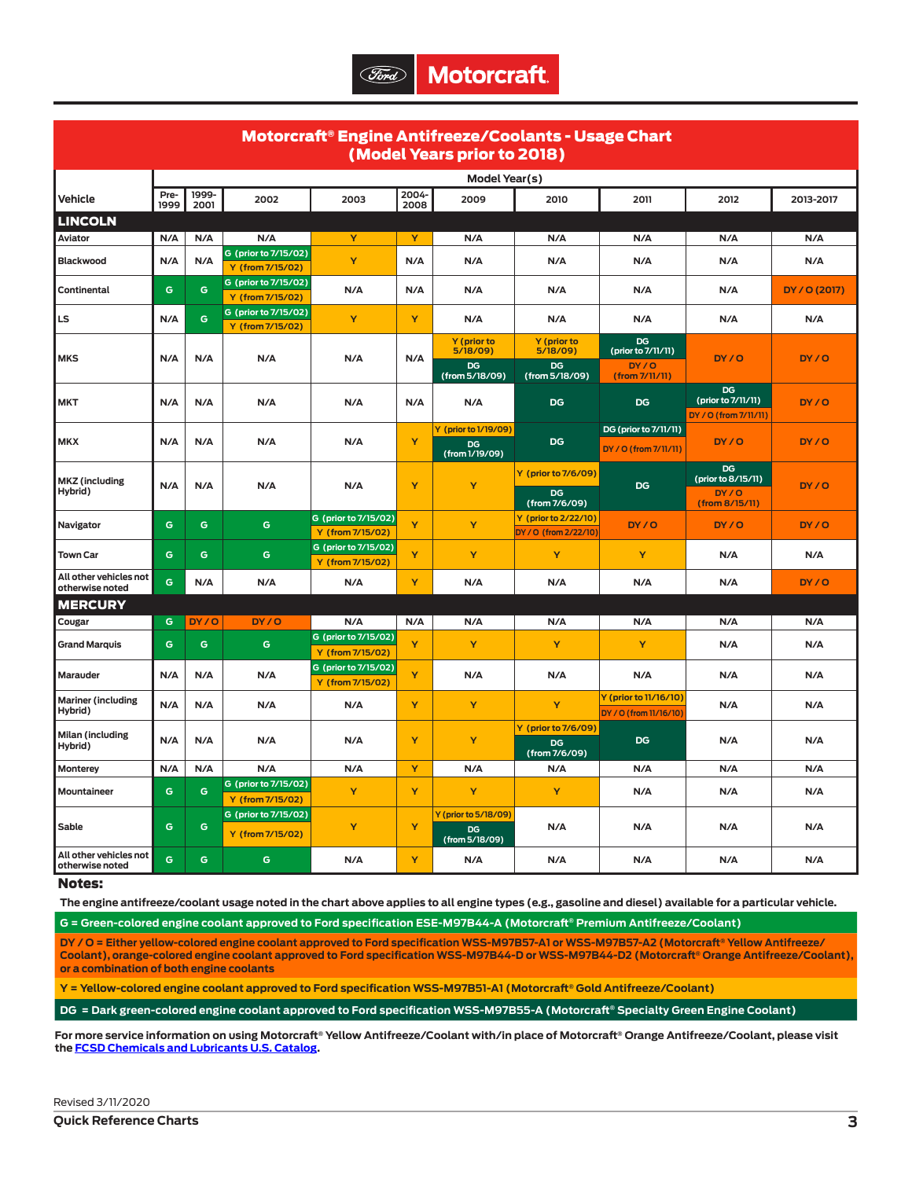# Motorcraft® Engine Antifreeze/Coolants - Usage Chart (Model Years prior to 2018)

| Vehicle | Model Year(s) | | | | | | | | | |
|---|---|---|---|---|---|---|---|---|---|---|
| | Pre-1999 | 1999-2001 | 2002 | 2003 | 2004-2008 | 2009 | 2010 | 2011 | 2012 | 2013-2017 |
| **LINCOLN** | | | | | | | | | | |
| Aviator | N/A | N/A | N/A | Y | Y | N/A | N/A | N/A | N/A | N/A |
| Blackwood | N/A | N/A | G (prior to 7/15/02) Y (from 7/15/02) | Y | N/A | N/A | N/A | N/A | N/A | N/A |
| Continental | G | G | G (prior to 7/15/02) Y (from 7/15/02) | N/A | N/A | N/A | N/A | N/A | N/A | DY / O (2017) |
| LS | N/A | G | G (prior to 7/15/02) Y (from 7/15/02) | Y | Y | N/A | N/A | N/A | N/A | N/A |
| MKS | N/A | N/A | N/A | N/A | N/A | Y (prior to 5/18/09) DG (from 5/18/09) | Y (prior to 5/18/09) DG (from 5/18/09) | DG (prior to 7/11/11) DY / O (from 7/11/11) | DY / O | DY / O |
| MKT | N/A | N/A | N/A | N/A | N/A | N/A | DG | DG | DG (prior to 7/11/11) DY / O (from 7/11/11) | DY / O |
| MKX | N/A | N/A | N/A | N/A | Y | Y (prior to 1/19/09) DG (from 1/19/09) | DG | DG (prior to 7/11/11) DY / O (from 7/11/11) | DY / O | DY / O |
| MKZ (including Hybrid) | N/A | N/A | N/A | N/A | Y | Y | Y (prior to 7/6/09) DG (from 7/6/09) | DG | DG (prior to 8/15/11) DY / O (from 8/15/11) | DY / O |
| Navigator | G | G | G | G (prior to 7/15/02) Y (from 7/15/02) | Y | Y | Y (prior to 2/22/10) DY / O (from 2/22/10) | DY / O | DY / O | DY / O |
| Town Car | G | G | G | G (prior to 7/15/02) Y (from 7/15/02) | Y | Y | Y | Y | N/A | N/A |
| All other vehicles not otherwise noted | G | N/A | N/A | N/A | Y | N/A | N/A | N/A | N/A | DY / O |
| **MERCURY** | | | | | | | | | | |
| Cougar | G | DY / O | DY / O | N/A | N/A | N/A | N/A | N/A | N/A | N/A |
| Grand Marquis | G | G | G | G (prior to 7/15/02) Y (from 7/15/02) | Y | Y | Y | Y | N/A | N/A |
| Marauder | N/A | N/A | N/A | G (prior to 7/15/02) Y (from 7/15/02) | Y | N/A | N/A | N/A | N/A | N/A |
| Mariner (including Hybrid) | N/A | N/A | N/A | N/A | Y | Y | Y | Y (prior to 11/16/10) DY / O (from 11/16/10) | N/A | N/A |
| Milan (including Hybrid) | N/A | N/A | N/A | N/A | Y | Y | Y (prior to 7/6/09) DG (from 7/6/09) | DG | N/A | N/A |
| Monterey | N/A | N/A | N/A | N/A | Y | N/A | N/A | N/A | N/A | N/A |
| Mountaineer | G | G | G (prior to 7/15/02) Y (from 7/15/02) | Y | Y | Y | Y | N/A | N/A | N/A |
| Sable | G | G | G (prior to 7/15/02) Y (from 7/15/02) | Y | Y | Y (prior to 5/18/09) DG (from 5/18/09) | N/A | N/A | N/A | N/A |
| All other vehicles not otherwise noted | G | G | G | N/A | Y | N/A | N/A | N/A | N/A | N/A |

**Notes:**

The engine antifreeze/coolant usage noted in the chart above applies to all engine types (e.g., gasoline and diesel) available for a particular vehicle.

G = Green-colored engine coolant approved to Ford specification ESE-M97B44-A (Motorcraft® Premium Antifreeze/Coolant)

DY / O = Either yellow-colored engine coolant approved to Ford specification WSS-M97B57-A1 or WSS-M97B57-A2 (Motorcraft® Yellow Antifreeze/Coolant), orange-colored engine coolant approved to Ford specification WSS-M97B44-D or WSS-M97B44-D2 (Motorcraft® Orange Antifreeze/Coolant), or a combination of both engine coolants

Y = Yellow-colored engine coolant approved to Ford specification WSS-M97B51-A1 (Motorcraft® Gold Antifreeze/Coolant)

DG = Dark green-colored engine coolant approved to Ford specification WSS-M97B55-A (Motorcraft® Specialty Green Engine Coolant)

For more service information on using Motorcraft® Yellow Antifreeze/Coolant with/in place of Motorcraft® Orange Antifreeze/Coolant, please visit the FCSD Chemicals and Lubricants U.S. Catalog.

Revised 3/11/2020

Quick Reference Charts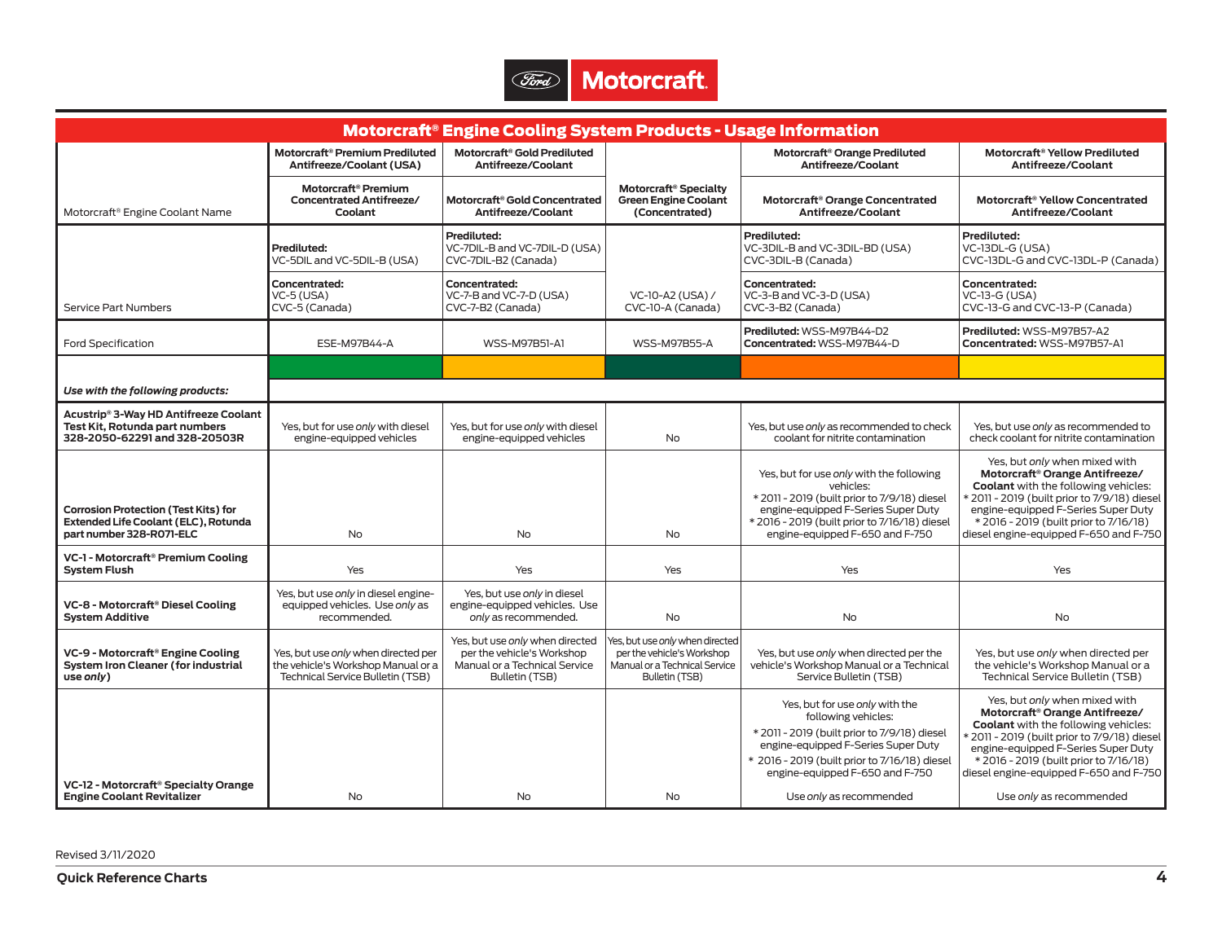# Motorcraft® Engine Cooling System Products - Usage Information

| Motorcraft® Engine Coolant Name | Motorcraft® Premium Prediluted Antifreeze/Coolant (USA) / Motorcraft® Premium Concentrated Antifreeze/ Coolant | Motorcraft® Gold Prediluted Antifreeze/Coolant / Motorcraft® Gold Concentrated Antifreeze/Coolant | Motorcraft® Specialty Green Engine Coolant (Concentrated) | Motorcraft® Orange Prediluted Antifreeze/Coolant / Motorcraft® Orange Concentrated Antifreeze/Coolant | Motorcraft® Yellow Prediluted Antifreeze/Coolant / Motorcraft® Yellow Concentrated Antifreeze/Coolant |
|---|---|---|---|---|---|
| Service Part Numbers | **Prediluted:** VC-5DIL and VC-5DIL-B (USA) **Concentrated:** VC-5 (USA) CVC-5 (Canada) | **Prediluted:** VC-7DIL-B and VC-7DIL-D (USA) CVC-7DIL-B2 (Canada) **Concentrated:** VC-7-B and VC-7-D (USA) CVC-7-B2 (Canada) | VC-10-A2 (USA) / CVC-10-A (Canada) | **Prediluted:** VC-3DIL-B and VC-3DIL-BD (USA) CVC-3DIL-B (Canada) **Concentrated:** VC-3-B and VC-3-D (USA) CVC-3-B2 (Canada) | **Prediluted:** VC-13DL-G (USA) CVC-13DL-G and CVC-13DL-P (Canada) **Concentrated:** VC-13-G (USA) CVC-13-G and CVC-13-P (Canada) |
| Ford Specification | ESE-M97B44-A | WSS-M97B51-A1 | WSS-M97B55-A | **Prediluted:** WSS-M97B44-D2 **Concentrated:** WSS-M97B44-D | **Prediluted:** WSS-M97B57-A2 **Concentrated:** WSS-M97B57-A1 |
| ***Use with the following products:*** | | | | | |
| **Acustrip® 3-Way HD Antifreeze Coolant Test Kit, Rotunda part numbers 328-2050-62291 and 328-20503R** | Yes, but for use *only* with diesel engine-equipped vehicles | Yes, but for use *only* with diesel engine-equipped vehicles | No | Yes, but use *only* as recommended to check coolant for nitrite contamination | Yes, but use *only* as recommended to check coolant for nitrite contamination |
| **Corrosion Protection (Test Kits) for Extended Life Coolant (ELC), Rotunda part number 328-R071-ELC** | No | No | No | Yes, but for use *only* with the following vehicles: * 2011 - 2019 (built prior to 7/9/18) diesel engine-equipped F-Series Super Duty * 2016 - 2019 (built prior to 7/16/18) diesel engine-equipped F-650 and F-750 | Yes, but *only* when mixed with **Motorcraft® Orange Antifreeze/ Coolant** with the following vehicles: * 2011 - 2019 (built prior to 7/9/18) diesel engine-equipped F-Series Super Duty * 2016 - 2019 (built prior to 7/16/18) diesel engine-equipped F-650 and F-750 |
| **VC-1 - Motorcraft® Premium Cooling System Flush** | Yes | Yes | Yes | Yes | Yes |
| **VC-8 - Motorcraft® Diesel Cooling System Additive** | Yes, but use *only* in diesel engine-equipped vehicles. Use *only* as recommended. | Yes, but use *only* in diesel engine-equipped vehicles. Use *only* as recommended. | No | No | No |
| **VC-9 - Motorcraft® Engine Cooling System Iron Cleaner (for industrial use *only*)** | Yes, but use *only* when directed per the vehicle's Workshop Manual or a Technical Service Bulletin (TSB) | Yes, but use *only* when directed per the vehicle's Workshop Manual or a Technical Service Bulletin (TSB) | Yes, but use *only* when directed per the vehicle's Workshop Manual or a Technical Service Bulletin (TSB) | Yes, but use *only* when directed per the vehicle's Workshop Manual or a Technical Service Bulletin (TSB) | Yes, but use *only* when directed per the vehicle's Workshop Manual or a Technical Service Bulletin (TSB) |
| **VC-12 - Motorcraft® Specialty Orange Engine Coolant Revitalizer** | No | No | No | Yes, but for use *only* with the following vehicles: * 2011 - 2019 (built prior to 7/9/18) diesel engine-equipped F-Series Super Duty * 2016 - 2019 (built prior to 7/16/18) diesel engine-equipped F-650 and F-750 Use *only* as recommended | Yes, but *only* when mixed with **Motorcraft® Orange Antifreeze/ Coolant** with the following vehicles: * 2011 - 2019 (built prior to 7/9/18) diesel engine-equipped F-Series Super Duty * 2016 - 2019 (built prior to 7/16/18) diesel engine-equipped F-650 and F-750 Use *only* as recommended |

Revised 3/11/2020

**Quick Reference Charts**